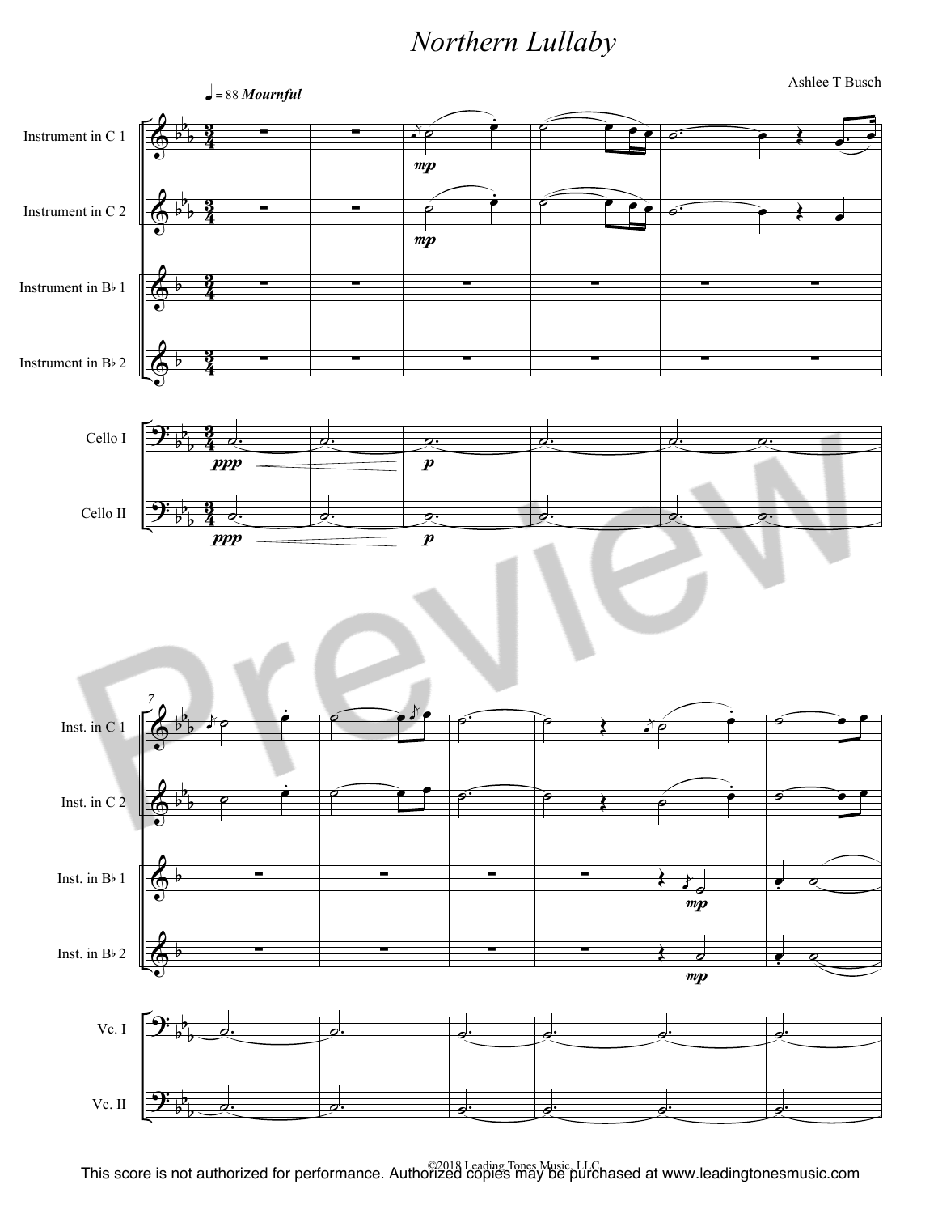# Northern Lullaby

Ashlee T Busch

♩ = 88 *Mournful*

Instrument in C 1

Instrument in C 2

Instrument in B♭ 1

Instrument in B♭ 2

Cello I

Cello II

Inst. in C 1

Inst. in C 2

Inst. in B♭ 1

Inst. in B♭ 2

Vc. I

Vc. II

©2018 Leading Tones Music, LLC

This score is not authorized for performance. Authorized copies may be purchased at www.leadingtonesmusic.com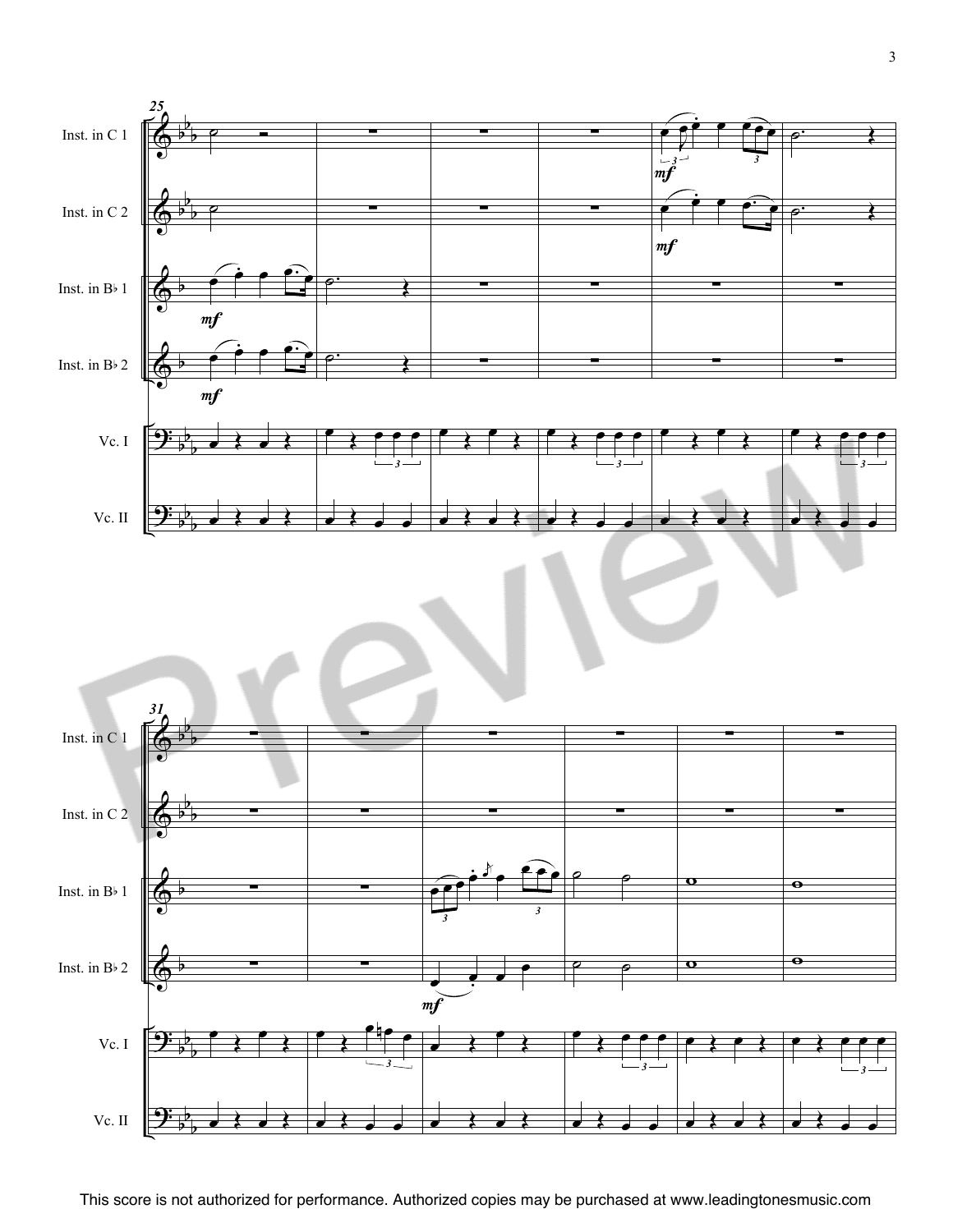This score is not authorized for performance. Authorized copies may be purchased at www.leadingtonesmusic.com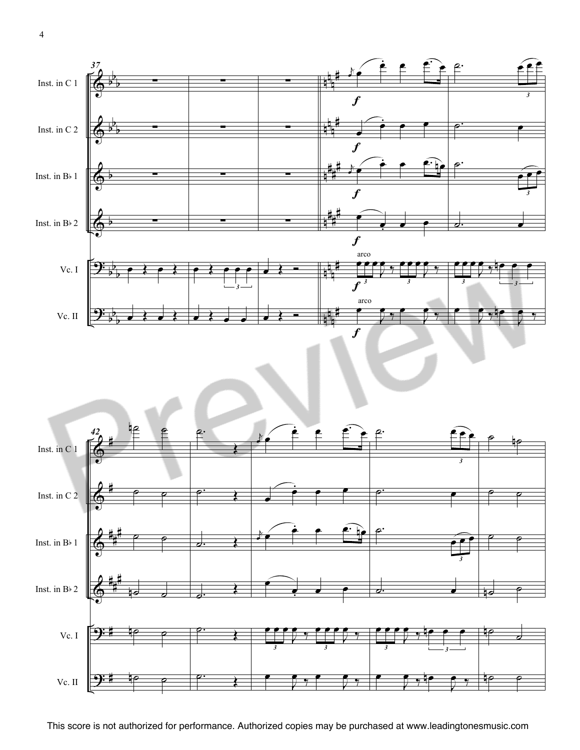37

Inst. in C 1

Inst. in C 2

Inst. in B♭ 1

Inst. in B♭ 2

Vc. I

arco

Vc. II

arco

42

Inst. in C 1

Inst. in C 2

Inst. in B♭ 1

Inst. in B♭ 2

Vc. I

Vc. II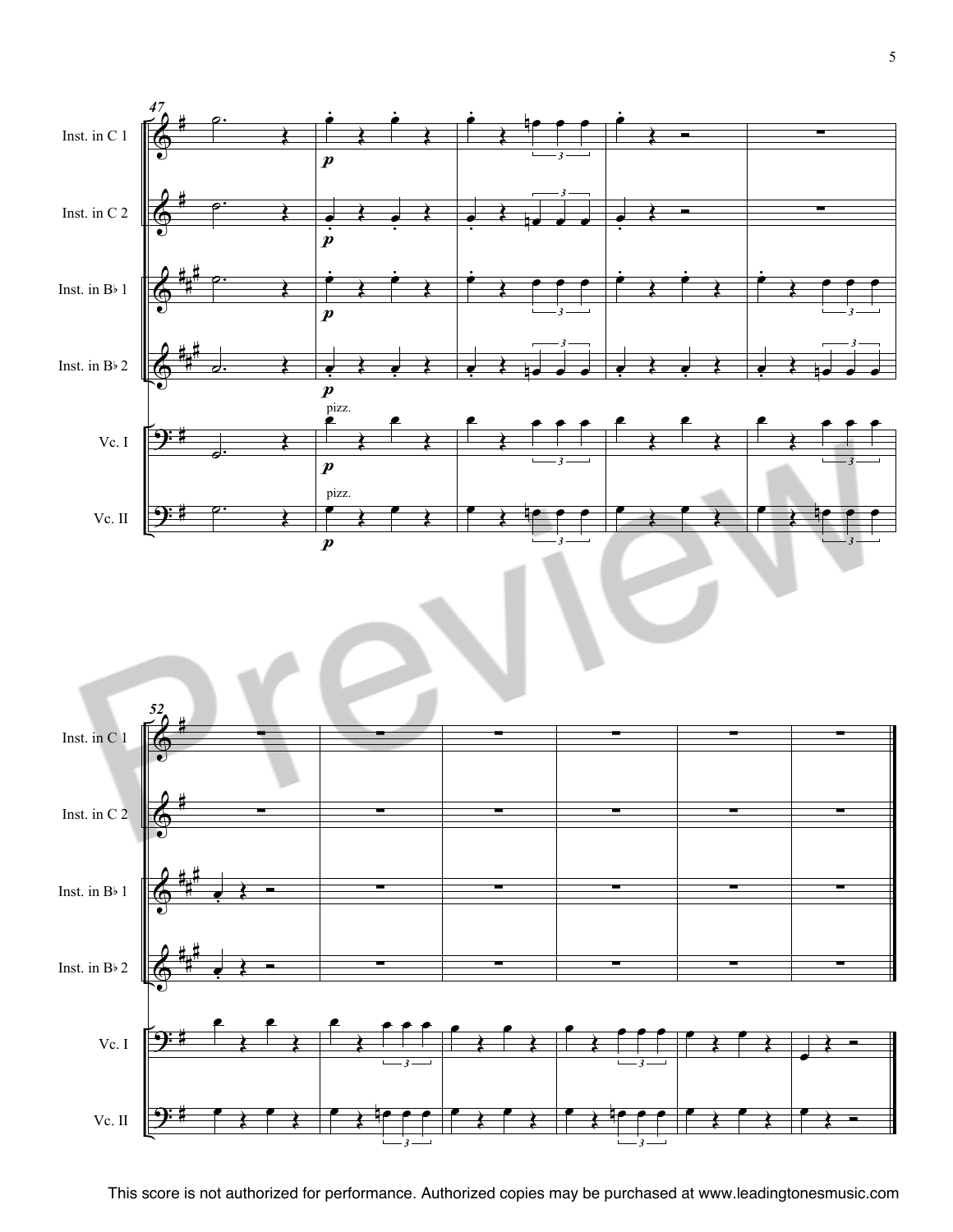This score is not authorized for performance. Authorized copies may be purchased at www.leadingtonesmusic.com